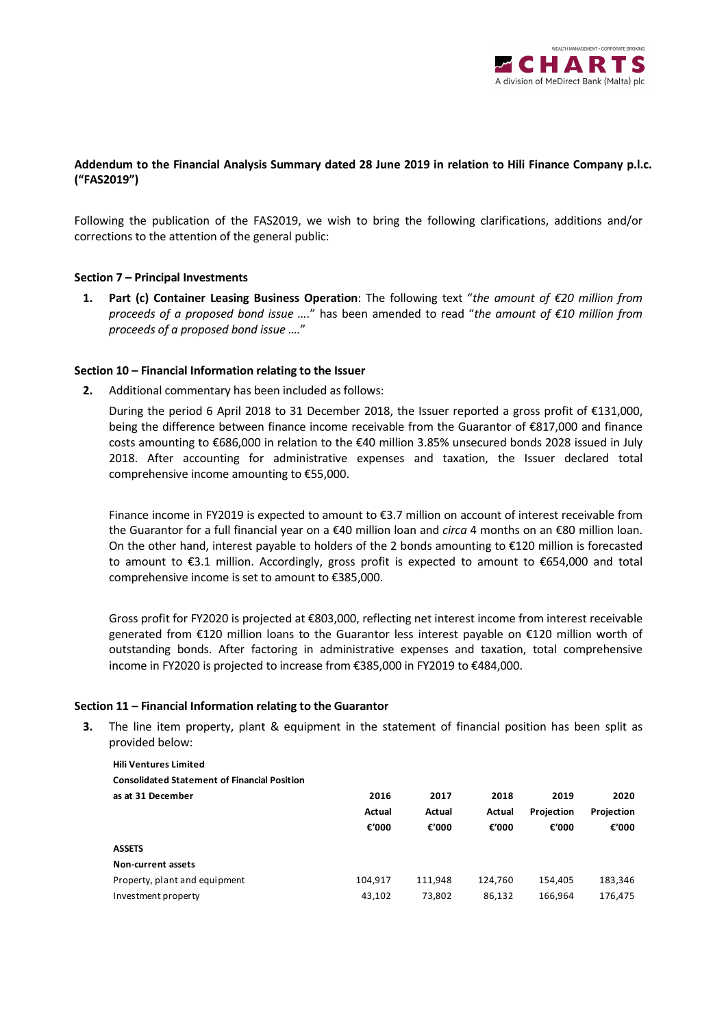**Addendum to the Financial Analysis Summary dated 28 June 2019 in relation to Hili Finance Company p.l.c. ("FAS2019")**

Following the publication of the FAS2019, we wish to bring the following clarifications, additions and/or corrections to the attention of the general public:

**Section 7 – Principal Investments**

1. **Part (c) Container Leasing Business Operation**: The following text "*the amount of €20 million from proceeds of a proposed bond issue ….*" has been amended to read "*the amount of €10 million from proceeds of a proposed bond issue ….*"

**Section 10 – Financial Information relating to the Issuer**

2. Additional commentary has been included as follows:

   During the period 6 April 2018 to 31 December 2018, the Issuer reported a gross profit of €131,000, being the difference between finance income receivable from the Guarantor of €817,000 and finance costs amounting to €686,000 in relation to the €40 million 3.85% unsecured bonds 2028 issued in July 2018. After accounting for administrative expenses and taxation, the Issuer declared total comprehensive income amounting to €55,000.

   Finance income in FY2019 is expected to amount to €3.7 million on account of interest receivable from the Guarantor for a full financial year on a €40 million loan and *circa* 4 months on an €80 million loan. On the other hand, interest payable to holders of the 2 bonds amounting to €120 million is forecasted to amount to €3.1 million. Accordingly, gross profit is expected to amount to €654,000 and total comprehensive income is set to amount to €385,000.

   Gross profit for FY2020 is projected at €803,000, reflecting net interest income from interest receivable generated from €120 million loans to the Guarantor less interest payable on €120 million worth of outstanding bonds. After factoring in administrative expenses and taxation, total comprehensive income in FY2020 is projected to increase from €385,000 in FY2019 to €484,000.

**Section 11 – Financial Information relating to the Guarantor**

3. The line item property, plant & equipment in the statement of financial position has been split as provided below:

| **Hili Ventures Limited**<br>**Consolidated Statement of Financial Position**<br>**as at 31 December** | **2016**<br>**Actual**<br>**€'000** | **2017**<br>**Actual**<br>**€'000** | **2018**<br>**Actual**<br>**€'000** | **2019**<br>**Projection**<br>**€'000** | **2020**<br>**Projection**<br>**€'000** |
|---|---|---|---|---|---|
| **ASSETS** | | | | | |
| **Non-current assets** | | | | | |
| Property, plant and equipment | 104,917 | 111,948 | 124,760 | 154,405 | 183,346 |
| Investment property | 43,102 | 73,802 | 86,132 | 166,964 | 176,475 |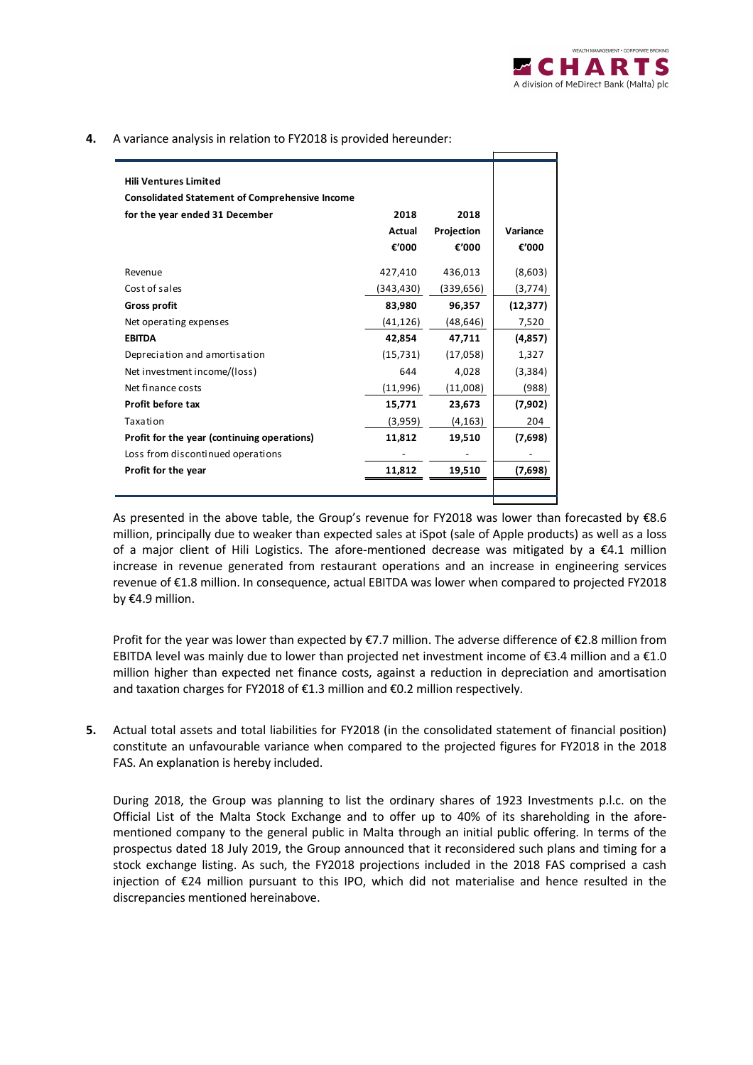**4.** A variance analysis in relation to FY2018 is provided hereunder:

| **Hili Ventures Limited**<br>**Consolidated Statement of Comprehensive Income**<br>**for the year ended 31 December** | **2018**<br>**Actual**<br>**€'000** | **2018**<br>**Projection**<br>**€'000** | **Variance**<br>**€'000** |
|---|---|---|---|
| Revenue | 427,410 | 436,013 | (8,603) |
| Cost of sales | (343,430) | (339,656) | (3,774) |
| **Gross profit** | **83,980** | **96,357** | **(12,377)** |
| Net operating expenses | (41,126) | (48,646) | 7,520 |
| **EBITDA** | **42,854** | **47,711** | **(4,857)** |
| Depreciation and amortisation | (15,731) | (17,058) | 1,327 |
| Net investment income/(loss) | 644 | 4,028 | (3,384) |
| Net finance costs | (11,996) | (11,008) | (988) |
| **Profit before tax** | **15,771** | **23,673** | **(7,902)** |
| Taxation | (3,959) | (4,163) | 204 |
| **Profit for the year (continuing operations)** | **11,812** | **19,510** | **(7,698)** |
| Loss from discontinued operations | - | - | - |
| **Profit for the year** | **11,812** | **19,510** | **(7,698)** |

As presented in the above table, the Group's revenue for FY2018 was lower than forecasted by €8.6 million, principally due to weaker than expected sales at iSpot (sale of Apple products) as well as a loss of a major client of Hili Logistics. The afore-mentioned decrease was mitigated by a €4.1 million increase in revenue generated from restaurant operations and an increase in engineering services revenue of €1.8 million. In consequence, actual EBITDA was lower when compared to projected FY2018 by €4.9 million.

Profit for the year was lower than expected by €7.7 million. The adverse difference of €2.8 million from EBITDA level was mainly due to lower than projected net investment income of €3.4 million and a €1.0 million higher than expected net finance costs, against a reduction in depreciation and amortisation and taxation charges for FY2018 of €1.3 million and €0.2 million respectively.

**5.** Actual total assets and total liabilities for FY2018 (in the consolidated statement of financial position) constitute an unfavourable variance when compared to the projected figures for FY2018 in the 2018 FAS. An explanation is hereby included.

During 2018, the Group was planning to list the ordinary shares of 1923 Investments p.l.c. on the Official List of the Malta Stock Exchange and to offer up to 40% of its shareholding in the afore-mentioned company to the general public in Malta through an initial public offering. In terms of the prospectus dated 18 July 2019, the Group announced that it reconsidered such plans and timing for a stock exchange listing. As such, the FY2018 projections included in the 2018 FAS comprised a cash injection of €24 million pursuant to this IPO, which did not materialise and hence resulted in the discrepancies mentioned hereinabove.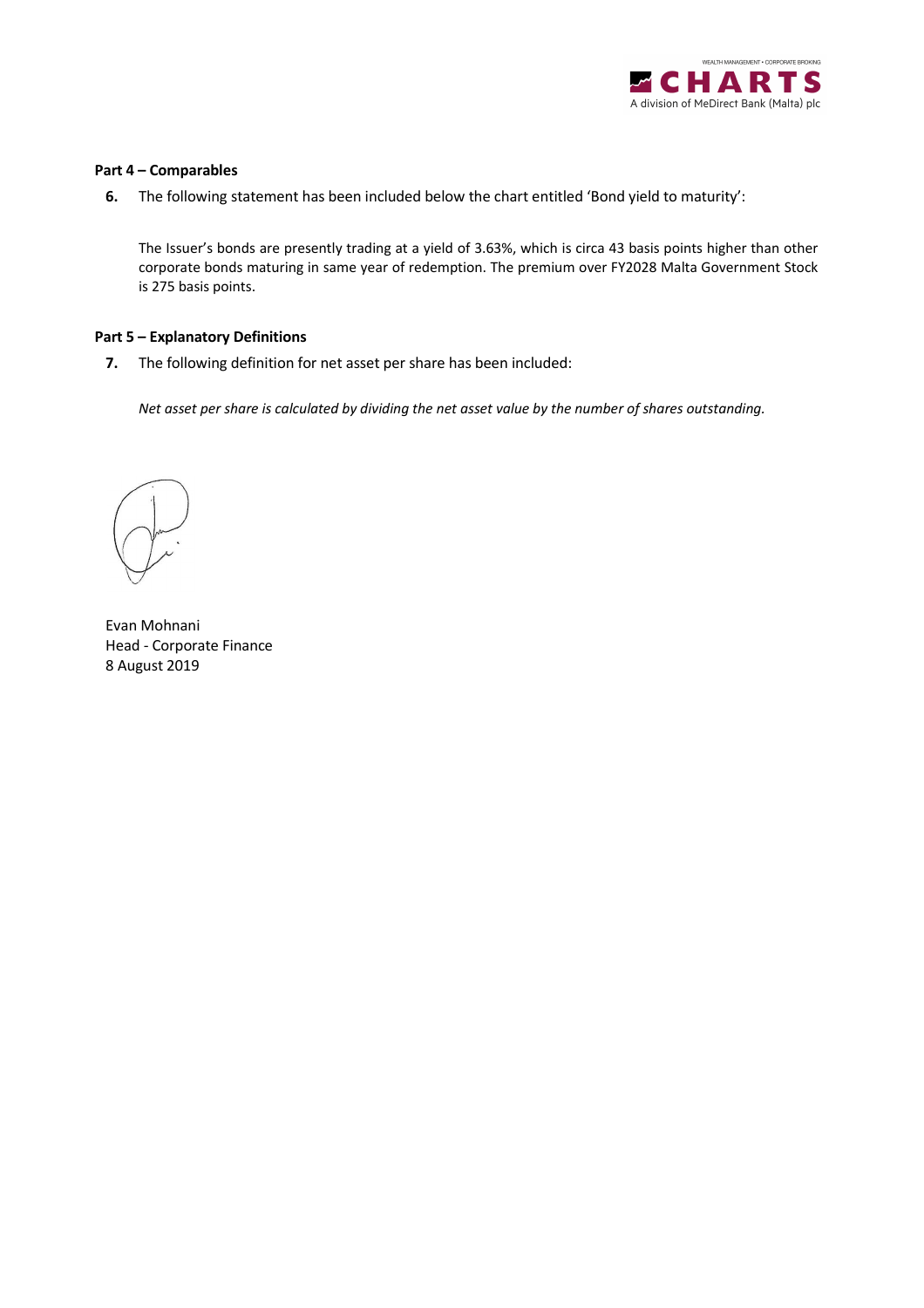**Part 4 – Comparables**

**6.** The following statement has been included below the chart entitled 'Bond yield to maturity':

The Issuer's bonds are presently trading at a yield of 3.63%, which is circa 43 basis points higher than other corporate bonds maturing in same year of redemption. The premium over FY2028 Malta Government Stock is 275 basis points.

**Part 5 – Explanatory Definitions**

**7.** The following definition for net asset per share has been included:

*Net asset per share is calculated by dividing the net asset value by the number of shares outstanding.*

Evan Mohnani
Head - Corporate Finance
8 August 2019